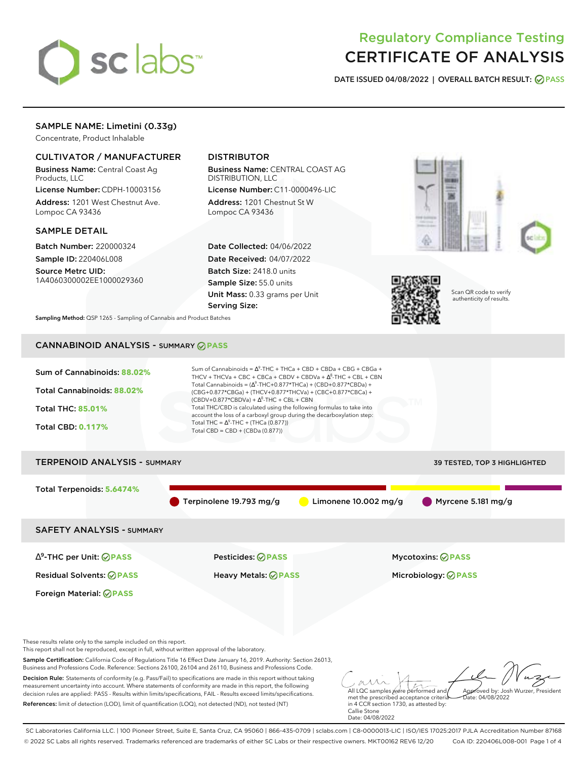# Regulatory Compliance Testing
# CERTIFICATE OF ANALYSIS

DATE ISSUED 04/08/2022 | OVERALL BATCH RESULT: PASS

## SAMPLE NAME: Limetini (0.33g)

Concentrate, Product Inhalable

### CULTIVATOR / MANUFACTURER

**Business Name:** Central Coast Ag Products, LLC

**License Number:** CDPH-10003156

**Address:** 1201 West Chestnut Ave. Lompoc CA 93436

### DISTRIBUTOR

**Business Name:** CENTRAL COAST AG DISTRIBUTION, LLC

**License Number:** C11-0000496-LIC

**Address:** 1201 Chestnut St W Lompoc CA 93436

### SAMPLE DETAIL

**Batch Number:** 220000324

**Sample ID:** 220406L008

**Source Metrc UID:** 1A4060300002EE1000029360

**Date Collected:** 04/06/2022

**Date Received:** 04/07/2022

**Batch Size:** 2418.0 units

**Sample Size:** 55.0 units

**Unit Mass:** 0.33 grams per Unit

**Serving Size:**

Scan QR code to verify authenticity of results.

**Sampling Method:** QSP 1265 - Sampling of Cannabis and Product Batches

## CANNABINOID ANALYSIS - SUMMARY PASS

**Sum of Cannabinoids:** 88.02%

**Total Cannabinoids:** 88.02%

**Total THC:** 85.01%

**Total CBD:** 0.117%

Sum of Cannabinoids = $\Delta^9$-THC + THCa + CBD + CBDa + CBG + CBGa + THCV + THCVa + CBC + CBCa + CBDV + CBDVa + $\Delta^8$-THC + CBL + CBN

Total Cannabinoids = ($\Delta^9$-THC+0.877*THCa) + (CBD+0.877*CBDa) + (CBG+0.877*CBGa) + (THCV+0.877*THCVa) + (CBC+0.877*CBCa) + (CBDV+0.877*CBDVa) + $\Delta^8$-THC + CBL + CBN

Total THC/CBD is calculated using the following formulas to take into account the loss of a carboxyl group during the decarboxylation step:

Total THC = $\Delta^9$-THC + (THCa (0.877))

Total CBD = CBD + (CBDa (0.877))

## TERPENOID ANALYSIS - SUMMARY

39 TESTED, TOP 3 HIGHLIGHTED

**Total Terpenoids:** 5.6474%

Terpinolene 19.793 mg/g | Limonene 10.002 mg/g | Myrcene 5.181 mg/g

## SAFETY ANALYSIS - SUMMARY

| | | |
|---|---|---|
| $\Delta^9$-THC per Unit: PASS | Pesticides: PASS | Mycotoxins: PASS |
| Residual Solvents: PASS | Heavy Metals: PASS | Microbiology: PASS |
| Foreign Material: PASS | | |

These results relate only to the sample included on this report.
This report shall not be reproduced, except in full, without written approval of the laboratory.

**Sample Certification:** California Code of Regulations Title 16 Effect Date January 16, 2019. Authority: Section 26013, Business and Professions Code. Reference: Sections 26100, 26104 and 26110, Business and Professions Code.

**Decision Rule:** Statements of conformity (e.g. Pass/Fail) to specifications are made in this report without taking measurement uncertainty into account. Where statements of conformity are made in this report, the following decision rules are applied: PASS - Results within limits/specifications, FAIL - Results exceed limits/specifications.

**References:** limit of detection (LOD), limit of quantification (LOQ), not detected (ND), not tested (NT)

All LQC samples were performed and met the prescribed acceptance criteria in 4 CCR section 1730, as attested by: Callie Stone Date: 04/08/2022

Approved by: Josh Wurzer, President Date: 04/08/2022

SC Laboratories California LLC. | 100 Pioneer Street, Suite E, Santa Cruz, CA 95060 | 866-435-0709 | sclabs.com | C8-0000013-LIC | ISO/IES 17025:2017 PJLA Accreditation Number 87168
© 2022 SC Labs all rights reserved. Trademarks referenced are trademarks of either SC Labs or their respective owners. MKT00162 REV6 12/20 CoA ID: 220406L008-001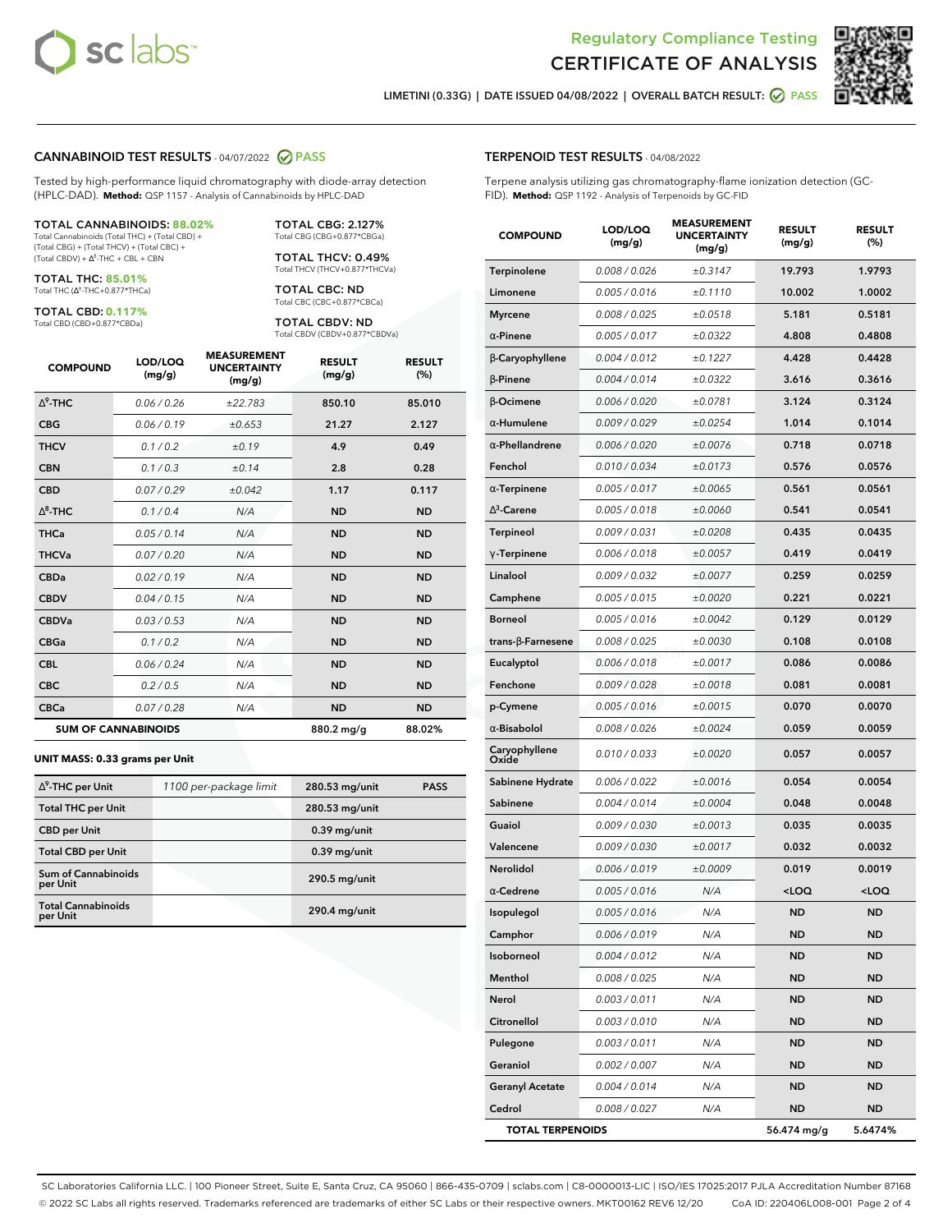Regulatory Compliance Testing
CERTIFICATE OF ANALYSIS

LIMETINI (0.33G) | DATE ISSUED 04/08/2022 | OVERALL BATCH RESULT: PASS

## CANNABINOID TEST RESULTS - 04/07/2022 PASS

Tested by high-performance liquid chromatography with diode-array detection (HPLC-DAD). **Method:** QSP 1157 - Analysis of Cannabinoids by HPLC-DAD

**TOTAL CANNABINOIDS: 88.02%**
Total Cannabinoids (Total THC) + (Total CBD) + (Total CBG) + (Total THCV) + (Total CBC) + (Total CBDV) + $\Delta^8$-THC + CBL + CBN

**TOTAL THC: 85.01%**
Total THC ($\Delta^9$-THC+0.877*THCa)

**TOTAL CBD: 0.117%**
Total CBD (CBD+0.877*CBDa)

**TOTAL CBG: 2.127%**
Total CBG (CBG+0.877*CBGa)

**TOTAL THCV: 0.49%**
Total THCV (THCV+0.877*THCVa)

**TOTAL CBC: ND**
Total CBC (CBC+0.877*CBCa)

**TOTAL CBDV: ND**
Total CBDV (CBDV+0.877*CBDVa)

| COMPOUND | LOD/LOQ (mg/g) | MEASUREMENT UNCERTAINTY (mg/g) | RESULT (mg/g) | RESULT (%) |
|---|---|---|---|---|
| $\Delta^9$-THC | 0.06 / 0.26 | ±22.783 | 850.10 | 85.010 |
| CBG | 0.06 / 0.19 | ±0.653 | 21.27 | 2.127 |
| THCV | 0.1 / 0.2 | ±0.19 | 4.9 | 0.49 |
| CBN | 0.1 / 0.3 | ±0.14 | 2.8 | 0.28 |
| CBD | 0.07 / 0.29 | ±0.042 | 1.17 | 0.117 |
| $\Delta^8$-THC | 0.1 / 0.4 | N/A | ND | ND |
| THCa | 0.05 / 0.14 | N/A | ND | ND |
| THCVa | 0.07 / 0.20 | N/A | ND | ND |
| CBDa | 0.02 / 0.19 | N/A | ND | ND |
| CBDV | 0.04 / 0.15 | N/A | ND | ND |
| CBDVa | 0.03 / 0.53 | N/A | ND | ND |
| CBGa | 0.1 / 0.2 | N/A | ND | ND |
| CBL | 0.06 / 0.24 | N/A | ND | ND |
| CBC | 0.2 / 0.5 | N/A | ND | ND |
| CBCa | 0.07 / 0.28 | N/A | ND | ND |
| **SUM OF CANNABINOIDS** | | | 880.2 mg/g | 88.02% |

**UNIT MASS: 0.33 grams per Unit**

| | | | |
|---|---|---|---|
| $\Delta^9$-THC per Unit | 1100 per-package limit | 280.53 mg/unit | PASS |
| Total THC per Unit | | 280.53 mg/unit | |
| CBD per Unit | | 0.39 mg/unit | |
| Total CBD per Unit | | 0.39 mg/unit | |
| Sum of Cannabinoids per Unit | | 290.5 mg/unit | |
| Total Cannabinoids per Unit | | 290.4 mg/unit | |

## TERPENOID TEST RESULTS - 04/08/2022

Terpene analysis utilizing gas chromatography-flame ionization detection (GC-FID). **Method:** QSP 1192 - Analysis of Terpenoids by GC-FID

| COMPOUND | LOD/LOQ (mg/g) | MEASUREMENT UNCERTAINTY (mg/g) | RESULT (mg/g) | RESULT (%) |
|---|---|---|---|---|
| Terpinolene | 0.008 / 0.026 | ±0.3147 | 19.793 | 1.9793 |
| Limonene | 0.005 / 0.016 | ±0.1110 | 10.002 | 1.0002 |
| Myrcene | 0.008 / 0.025 | ±0.0518 | 5.181 | 0.5181 |
| α-Pinene | 0.005 / 0.017 | ±0.0322 | 4.808 | 0.4808 |
| β-Caryophyllene | 0.004 / 0.012 | ±0.1227 | 4.428 | 0.4428 |
| β-Pinene | 0.004 / 0.014 | ±0.0322 | 3.616 | 0.3616 |
| β-Ocimene | 0.006 / 0.020 | ±0.0781 | 3.124 | 0.3124 |
| α-Humulene | 0.009 / 0.029 | ±0.0254 | 1.014 | 0.1014 |
| α-Phellandrene | 0.006 / 0.020 | ±0.0076 | 0.718 | 0.0718 |
| Fenchol | 0.010 / 0.034 | ±0.0173 | 0.576 | 0.0576 |
| α-Terpinene | 0.005 / 0.017 | ±0.0065 | 0.561 | 0.0561 |
| $\Delta^3$-Carene | 0.005 / 0.018 | ±0.0060 | 0.541 | 0.0541 |
| Terpineol | 0.009 / 0.031 | ±0.0208 | 0.435 | 0.0435 |
| γ-Terpinene | 0.006 / 0.018 | ±0.0057 | 0.419 | 0.0419 |
| Linalool | 0.009 / 0.032 | ±0.0077 | 0.259 | 0.0259 |
| Camphene | 0.005 / 0.015 | ±0.0020 | 0.221 | 0.0221 |
| Borneol | 0.005 / 0.016 | ±0.0042 | 0.129 | 0.0129 |
| trans-β-Farnesene | 0.008 / 0.025 | ±0.0030 | 0.108 | 0.0108 |
| Eucalyptol | 0.006 / 0.018 | ±0.0017 | 0.086 | 0.0086 |
| Fenchone | 0.009 / 0.028 | ±0.0018 | 0.081 | 0.0081 |
| p-Cymene | 0.005 / 0.016 | ±0.0015 | 0.070 | 0.0070 |
| α-Bisabolol | 0.008 / 0.026 | ±0.0024 | 0.059 | 0.0059 |
| Caryophyllene Oxide | 0.010 / 0.033 | ±0.0020 | 0.057 | 0.0057 |
| Sabinene Hydrate | 0.006 / 0.022 | ±0.0016 | 0.054 | 0.0054 |
| Sabinene | 0.004 / 0.014 | ±0.0004 | 0.048 | 0.0048 |
| Guaiol | 0.009 / 0.030 | ±0.0013 | 0.035 | 0.0035 |
| Valencene | 0.009 / 0.030 | ±0.0017 | 0.032 | 0.0032 |
| Nerolidol | 0.006 / 0.019 | ±0.0009 | 0.019 | 0.0019 |
| α-Cedrene | 0.005 / 0.016 | N/A | <LOQ | <LOQ |
| Isopulegol | 0.005 / 0.016 | N/A | ND | ND |
| Camphor | 0.006 / 0.019 | N/A | ND | ND |
| Isoborneol | 0.004 / 0.012 | N/A | ND | ND |
| Menthol | 0.008 / 0.025 | N/A | ND | ND |
| Nerol | 0.003 / 0.011 | N/A | ND | ND |
| Citronellol | 0.003 / 0.010 | N/A | ND | ND |
| Pulegone | 0.003 / 0.011 | N/A | ND | ND |
| Geraniol | 0.002 / 0.007 | N/A | ND | ND |
| Geranyl Acetate | 0.004 / 0.014 | N/A | ND | ND |
| Cedrol | 0.008 / 0.027 | N/A | ND | ND |
| **TOTAL TERPENOIDS** | | | 56.474 mg/g | 5.6474% |

SC Laboratories California LLC. | 100 Pioneer Street, Suite E, Santa Cruz, CA 95060 | 866-435-0709 | sclabs.com | C8-0000013-LIC | ISO/IES 17025:2017 PJLA Accreditation Number 87168
© 2022 SC Labs all rights reserved. Trademarks referenced are trademarks of either SC Labs or their respective owners. MKT00162 REV6 12/20 CoA ID: 220406L008-001